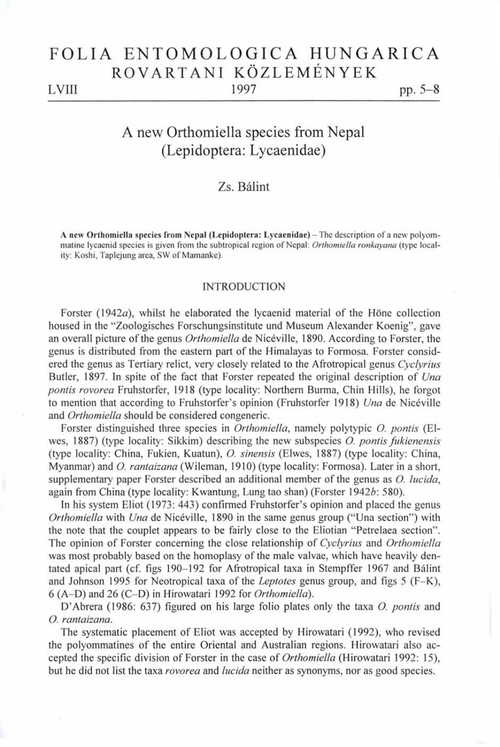# FOLIA ENTOMOLOGICA HUNGARICA
## ROVARTANI KÖZLEMÉNYEK

LVIII 1997 pp. 5–8

# A new Orthomiella species from Nepal (Lepidoptera: Lycaenidae)

Zs. Bálint

**A new Orthomiella species from Nepal (Lepidoptera: Lycaenidae)** – The description of a new polyommatine lycaenid species is given from the subtropical region of Nepal: *Orthomiella ronkayana* (type locality: Koshi, Taplejung area, SW of Mamanke).

## INTRODUCTION

Forster (1942*a*), whilst he elaborated the lycaenid material of the Höne collection housed in the "Zoologisches Forschungsinstitute und Museum Alexander Koenig", gave an overall picture of the genus *Orthomiella* de Nicéville, 1890. According to Forster, the genus is distributed from the eastern part of the Himalayas to Formosa. Forster considered the genus as Tertiary relict, very closely related to the Afrotropical genus *Cyclyrius* Butler, 1897. In spite of the fact that Forster repeated the original description of *Una pontis rovorea* Fruhstorfer, 1918 (type locality: Northern Burma, Chin Hills), he forgot to mention that according to Fruhstorfer's opinion (Fruhstorfer 1918) *Una* de Nicéville and *Orthomiella* should be considered congeneric.

Forster distinguished three species in *Orthomiella*, namely polytypic *O. pontis* (Elwes, 1887) (type locality: Sikkim) describing the new subspecies *O. pontis fukienensis* (type locality: China, Fukien, Kuatun), *O. sinensis* (Elwes, 1887) (type locality: China, Myanmar) and *O. rantaizana* (Wileman, 1910) (type locality: Formosa). Later in a short, supplementary paper Forster described an additional member of the genus as *O. lucida*, again from China (type locality: Kwantung, Lung tao shan) (Forster 1942*b*: 580).

In his system Eliot (1973: 443) confirmed Fruhstorfer's opinion and placed the genus *Orthomiella* with *Una* de Nicéville, 1890 in the same genus group ("Una section") with the note that the couplet appears to be fairly close to the Eliotian "Petrelaea section". The opinion of Forster concerning the close relationship of *Cyclyrius* and *Orthomiella* was most probably based on the homoplasy of the male valvae, which have heavily dentated apical part (cf. figs 190–192 for Afrotropical taxa in Stempffer 1967 and Bálint and Johnson 1995 for Neotropical taxa of the *Leptotes* genus group, and figs 5 (F–K), 6 (A–D) and 26 (C–D) in Hirowatari 1992 for *Orthomiella*).

D'Abrera (1986: 637) figured on his large folio plates only the taxa *O. pontis* and *O. rantaizana*.

The systematic placement of Eliot was accepted by Hirowatari (1992), who revised the polyommatines of the entire Oriental and Australian regions. Hirowatari also accepted the specific division of Forster in the case of *Orthomiella* (Hirowatari 1992: 15), but he did not list the taxa *rovorea* and *lucida* neither as synonyms, nor as good species.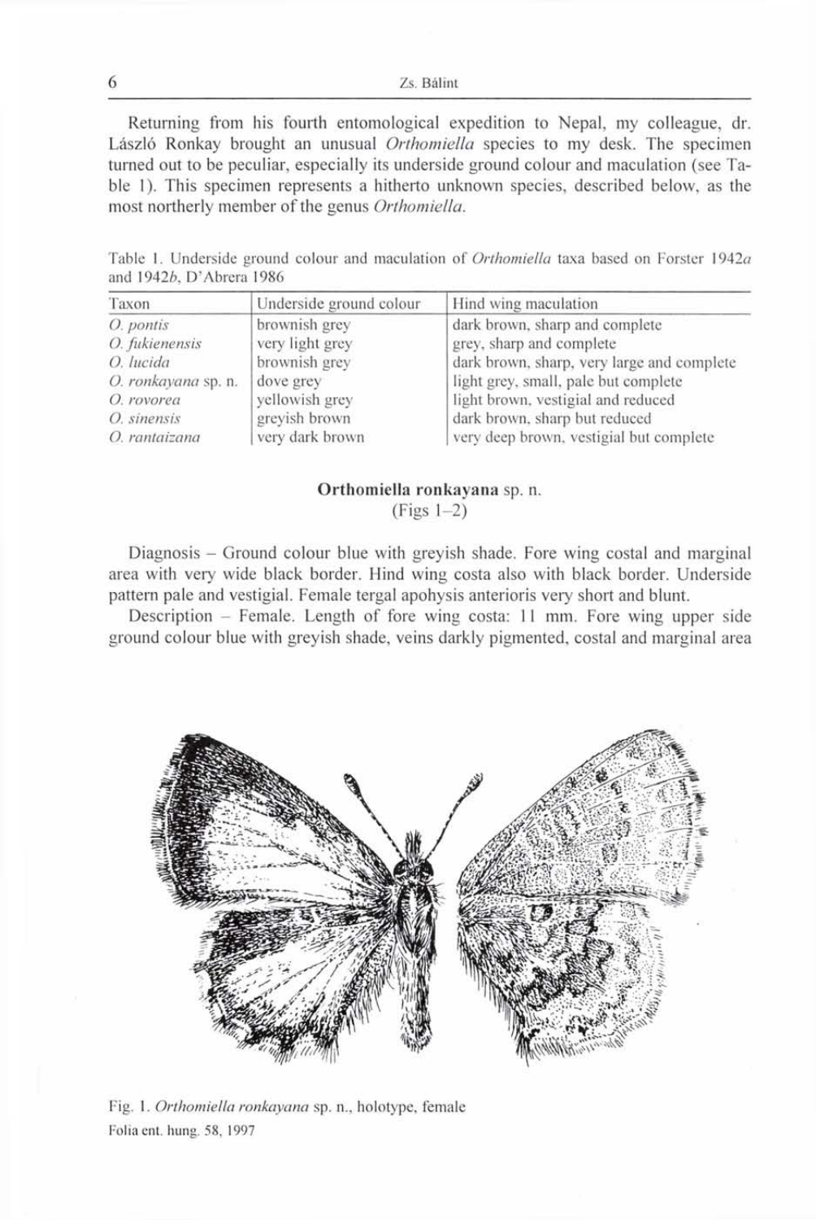Returning from his fourth entomological expedition to Nepal, my colleague, dr. László Ronkay brought an unusual *Orthomiella* species to my desk. The specimen turned out to be peculiar, especially its underside ground colour and maculation (see Table 1). This specimen represents a hitherto unknown species, described below, as the most northerly member of the genus *Orthomiella*.

Table 1. Underside ground colour and maculation of *Orthomiella* taxa based on Forster 1942*a* and 1942*b*, D'Abrera 1986

| Taxon | Underside ground colour | Hind wing maculation |
|---|---|---|
| *O. pontis* | brownish grey | dark brown, sharp and complete |
| *O. fukienensis* | very light grey | grey, sharp and complete |
| *O. lucida* | brownish grey | dark brown, sharp, very large and complete |
| *O. ronkayana* sp. n. | dove grey | light grey, small, pale but complete |
| *O. rovorea* | yellowish grey | light brown, vestigial and reduced |
| *O. sinensis* | greyish brown | dark brown, sharp but reduced |
| *O. rantaizana* | very dark brown | very deep brown, vestigial but complete |

**Orthomiella ronkayana** sp. n.
(Figs 1–2)

Diagnosis – Ground colour blue with greyish shade. Fore wing costal and marginal area with very wide black border. Hind wing costa also with black border. Underside pattern pale and vestigial. Female tergal apohysis anterioris very short and blunt.

Description – Female. Length of fore wing costa: 11 mm. Fore wing upper side ground colour blue with greyish shade, veins darkly pigmented, costal and marginal area

Fig. 1. *Orthomiella ronkayana* sp. n., holotype, female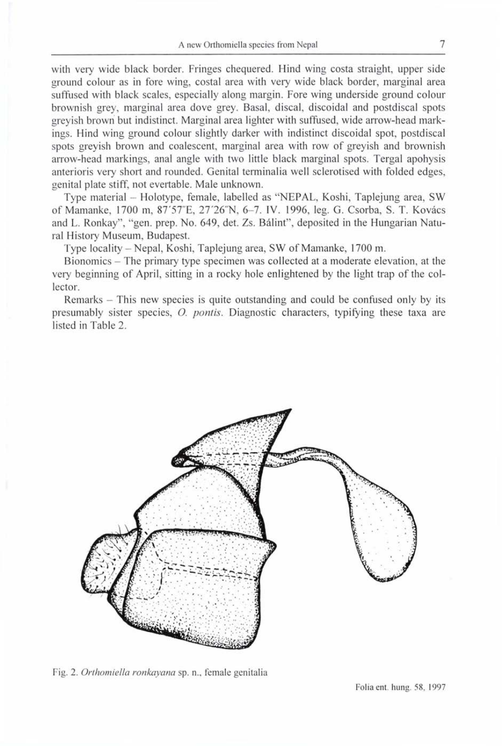with very wide black border. Fringes chequered. Hind wing costa straight, upper side ground colour as in fore wing, costal area with very wide black border, marginal area suffused with black scales, especially along margin. Fore wing underside ground colour brownish grey, marginal area dove grey. Basal, discal, discoidal and postdiscal spots greyish brown but indistinct. Marginal area lighter with suffused, wide arrow-head markings. Hind wing ground colour slightly darker with indistinct discoidal spot, postdiscal spots greyish brown and coalescent, marginal area with row of greyish and brownish arrow-head markings, anal angle with two little black marginal spots. Tergal apohysis anterioris very short and rounded. Genital terminalia well sclerotised with folded edges, genital plate stiff, not evertable. Male unknown.

Type material – Holotype, female, labelled as "NEPAL, Koshi, Taplejung area, SW of Mamanke, 1700 m, 87′57″E, 27′26″N, 6–7. IV. 1996, leg. G. Csorba, S. T. Kovács and L. Ronkay", "gen. prep. No. 649, det. Zs. Bálint", deposited in the Hungarian Natural History Museum, Budapest.

Type locality – Nepal, Koshi, Taplejung area, SW of Mamanke, 1700 m.

Bionomics – The primary type specimen was collected at a moderate elevation, at the very beginning of April, sitting in a rocky hole enlightened by the light trap of the collector.

Remarks – This new species is quite outstanding and could be confused only by its presumably sister species, *O. pontis*. Diagnostic characters, typifying these taxa are listed in Table 2.

Fig. 2. *Orthomiella ronkayana* sp. n., female genitalia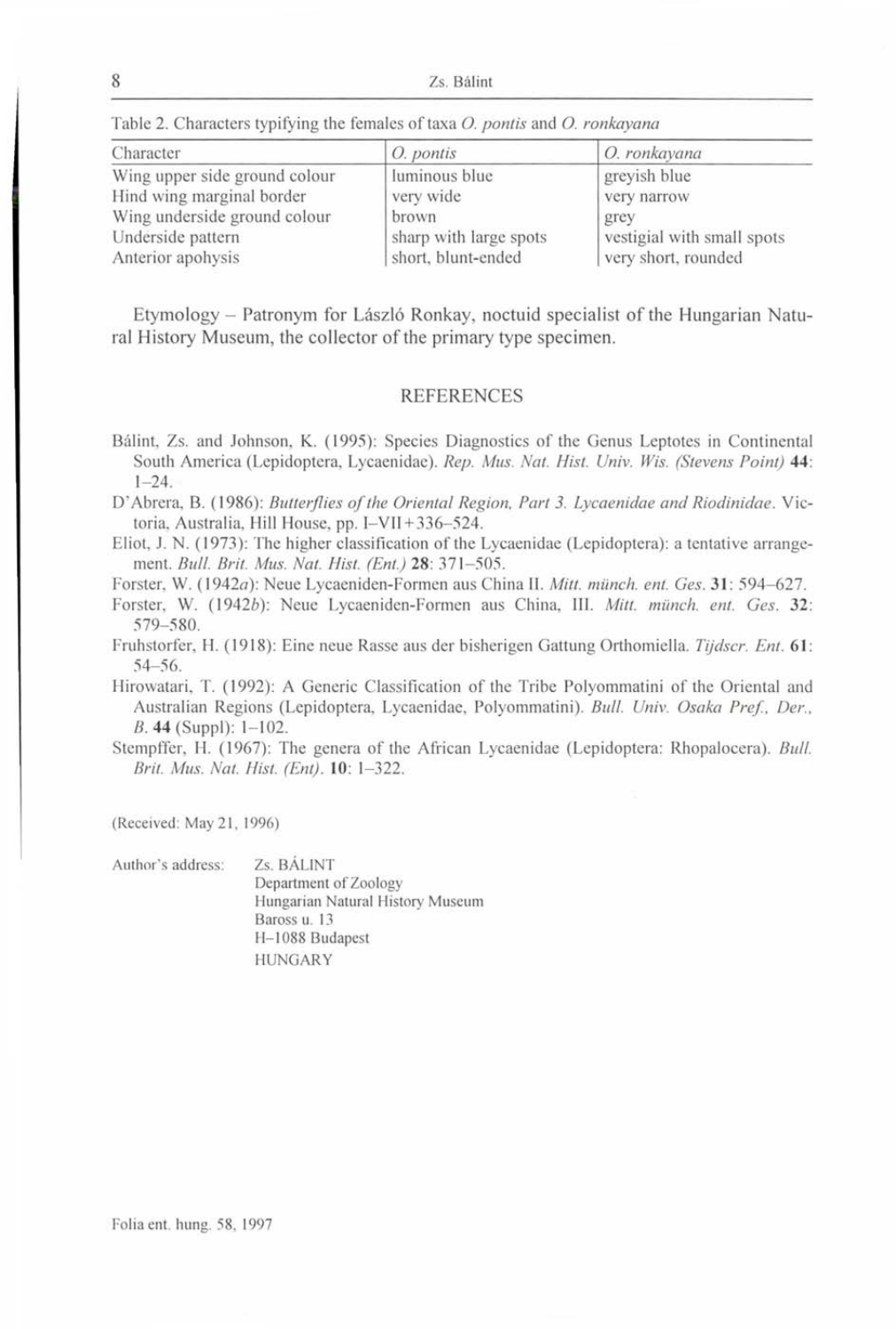Table 2. Characters typifying the females of taxa *O. pontis* and *O. ronkayana*

| Character | *O. pontis* | *O. ronkayana* |
|---|---|---|
| Wing upper side ground colour | luminous blue | greyish blue |
| Hind wing marginal border | very wide | very narrow |
| Wing underside ground colour | brown | grey |
| Underside pattern | sharp with large spots | vestigial with small spots |
| Anterior apohysis | short, blunt-ended | very short, rounded |

Etymology – Patronym for László Ronkay, noctuid specialist of the Hungarian Natural History Museum, the collector of the primary type specimen.

## REFERENCES

Bálint, Zs. and Johnson, K. (1995): Species Diagnostics of the Genus Leptotes in Continental South America (Lepidoptera, Lycaenidae). *Rep. Mus. Nat. Hist. Univ. Wis. (Stevens Point)* **44**: 1–24.

D'Abrera, B. (1986): *Butterflies of the Oriental Region, Part 3. Lycaenidae and Riodinidae*. Victoria, Australia, Hill House, pp. I–VII+336–524.

Eliot, J. N. (1973): The higher classification of the Lycaenidae (Lepidoptera): a tentative arrangement. *Bull. Brit. Mus. Nat. Hist. (Ent.)* **28**: 371–505.

Forster, W. (1942*a*): Neue Lycaeniden-Formen aus China II. *Mitt. münch. ent. Ges.* **31**: 594–627.

Forster, W. (1942*b*): Neue Lycaeniden-Formen aus China, III. *Mitt. münch. ent. Ges.* **32**: 579–580.

Fruhstorfer, H. (1918): Eine neue Rasse aus der bisherigen Gattung Orthomiella. *Tijdscr. Ent.* **61**: 54–56.

Hirowatari, T. (1992): A Generic Classification of the Tribe Polyommatini of the Oriental and Australian Regions (Lepidoptera, Lycaenidae, Polyommatini). *Bull. Univ. Osaka Pref., Der., B.* **44** (Suppl): 1–102.

Stempffer, H. (1967): The genera of the African Lycaenidae (Lepidoptera: Rhopalocera). *Bull. Brit. Mus. Nat. Hist. (Ent).* **10**: 1–322.

(Received: May 21, 1996)

Author's address: Zs. BÁLINT
Department of Zoology
Hungarian Natural History Museum
Baross u. 13
H–1088 Budapest
HUNGARY